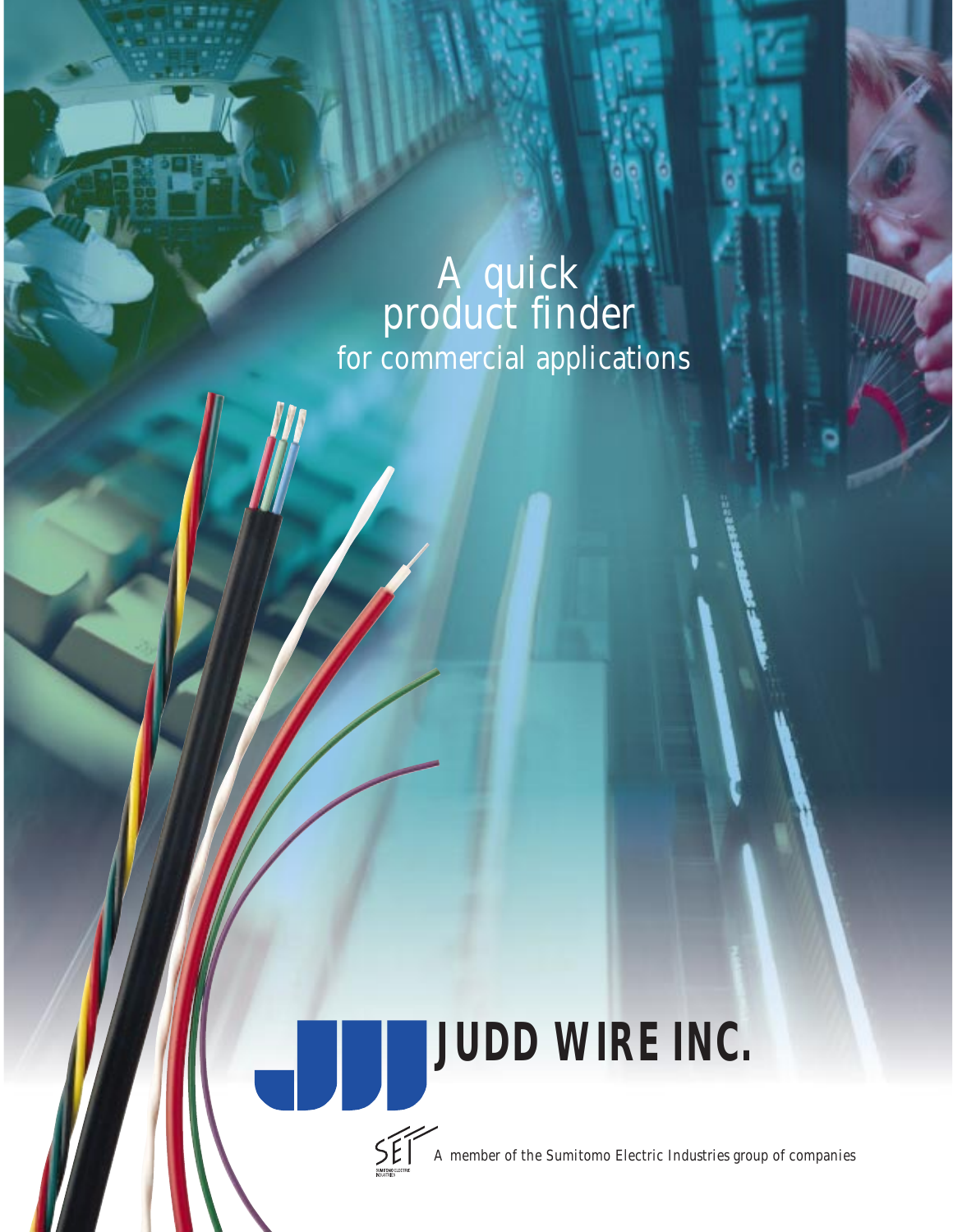# A quick product finder

## for commercial applications

**JUDD WIRE INC.**

A member of the Sumitomo Electric Industries group of companies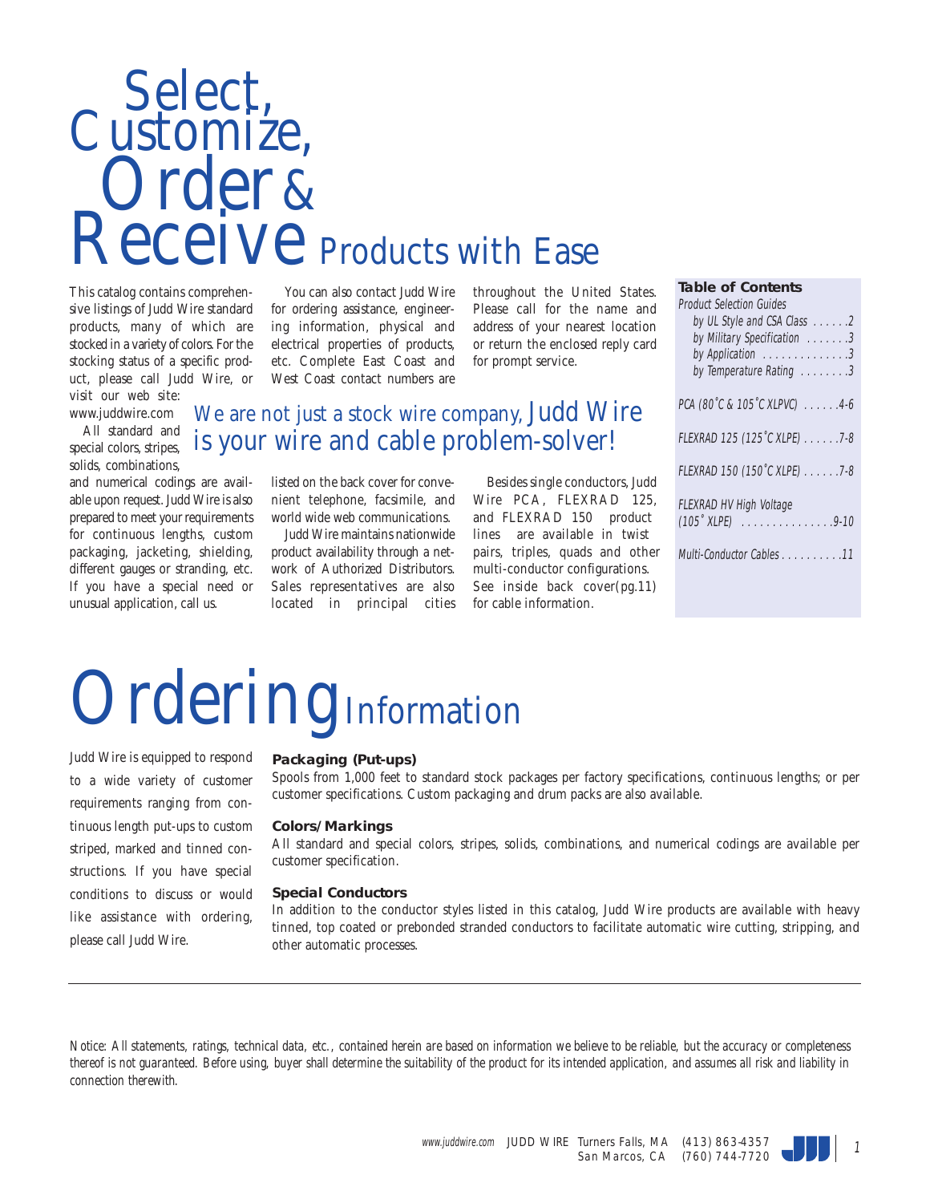# Select, Customize, Order & Receive Products with Ease

This catalog contains comprehensive listings of Judd Wire standard products, many of which are stocked in a variety of colors. For the stocking status of a specific product, please call Judd Wire, or visit our web site: www.juddwire.com

All standard and special colors, stripes, solids, combinations, and numerical codings are available upon request. Judd Wire is also prepared to meet your requirements for continuous lengths, custom packaging, jacketing, shielding, different gauges or stranding, etc. If you have a special need or unusual application, call us.

*We are not just a stock wire company, Judd Wire is your wire and cable problem-solver!*

You can also contact Judd Wire for ordering assistance, engineering information, physical and electrical properties of products, etc. Complete East Coast and West Coast contact numbers are listed on the back cover for convenient telephone, facsimile, and world wide web communications.

Judd Wire maintains nationwide product availability through a network of Authorized Distributors. Sales representatives are also located in principal cities throughout the United States. Please call for the name and address of your nearest location or return the enclosed reply card for prompt service.

Besides single conductors, Judd Wire PCA, FLEXRAD 125, and FLEXRAD 150 product lines are available in twist pairs, triples, quads and other multi-conductor configurations. See inside back cover(pg.11) for cable information.

**Table of Contents**

*Product Selection Guides*
- *by UL Style and CSA Class* . . . . . .2
- *by Military Specification* . . . . . . .3
- *by Application* . . . . . . . . . . . . . .3
- *by Temperature Rating* . . . . . . . .3

*PCA (80˚C & 105˚C XLPVC)* . . . . . .4-6

*FLEXRAD 125 (125˚C XLPE)* . . . . . .7-8

*FLEXRAD 150 (150˚C XLPE)* . . . . . .7-8

*FLEXRAD HV High Voltage (105˚ XLPE)* . . . . . . . . . . . . . . .9-10

*Multi-Conductor Cables* . . . . . . . . . .11

# Ordering Information

Judd Wire is equipped to respond to a wide variety of customer requirements ranging from continuous length put-ups to custom striped, marked and tinned constructions. If you have special conditions to discuss or would like assistance with ordering, please call Judd Wire.

**Packaging (Put-ups)**

Spools from 1,000 feet to standard stock packages per factory specifications, continuous lengths; or per customer specifications. Custom packaging and drum packs are also available.

**Colors/Markings**

All standard and special colors, stripes, solids, combinations, and numerical codings are available per customer specification.

**Special Conductors**

In addition to the conductor styles listed in this catalog, Judd Wire products are available with heavy tinned, top coated or prebonded stranded conductors to facilitate automatic wire cutting, stripping, and other automatic processes.

---

*Notice: All statements, ratings, technical data, etc., contained herein are based on information we believe to be reliable, but the accuracy or completeness thereof is not guaranteed. Before using, buyer shall determine the suitability of the product for its intended application, and assumes all risk and liability in connection therewith.*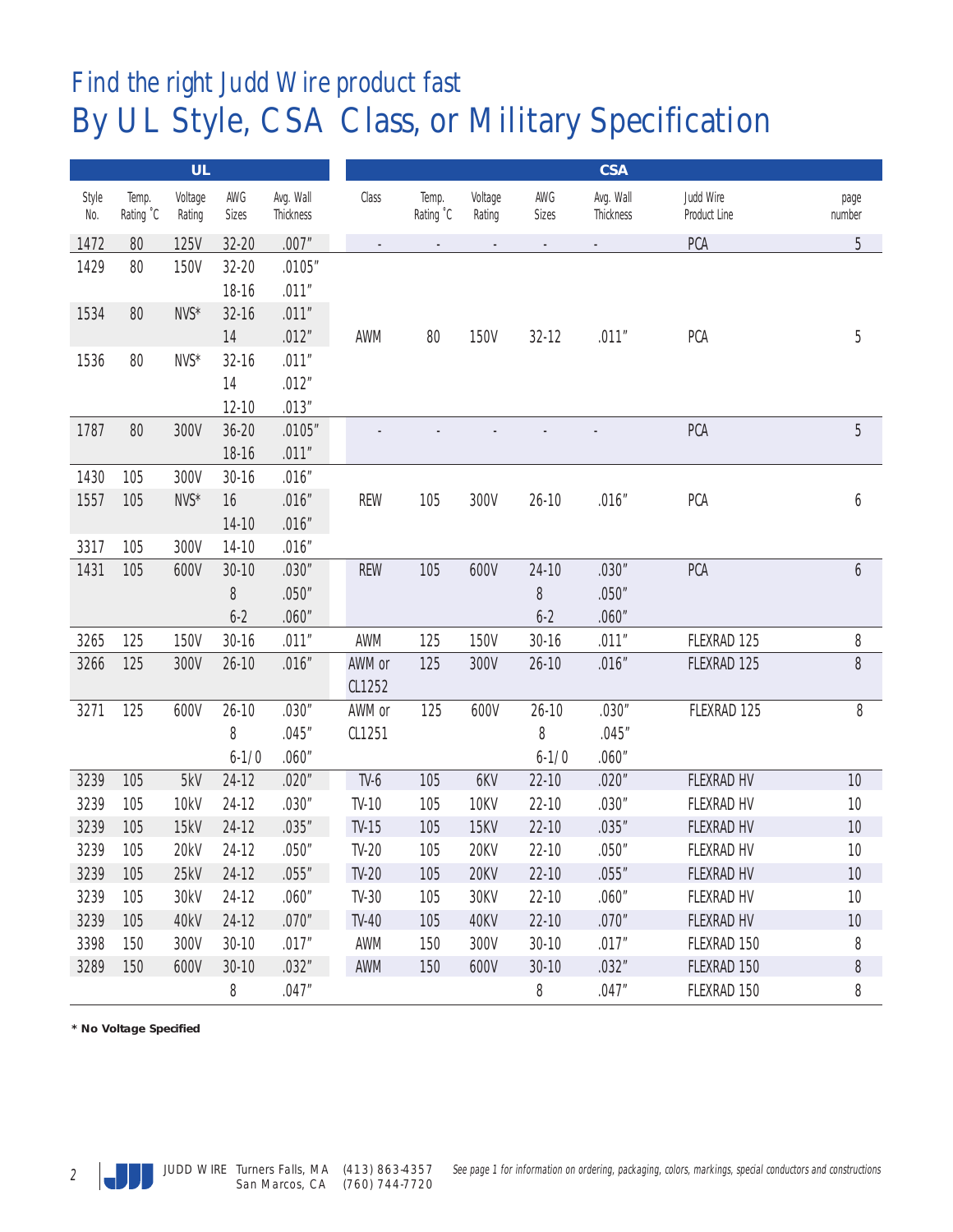# Find the right Judd Wire product fast

# By UL Style, CSA Class, or Military Specification

| UL | | | | | CSA | | | | | | |
|---|---|---|---|---|---|---|---|---|---|---|---|
| Style No. | Temp. Rating °C | Voltage Rating | AWG Sizes | Avg. Wall Thickness | Class | Temp. Rating °C | Voltage Rating | AWG Sizes | Avg. Wall Thickness | Judd Wire Product Line | page number |
| 1472 | 80 | 125V | 32-20 | .007" | - | - | - | - | - | PCA | 5 |
| 1429 | 80 | 150V | 32-20 | .0105" | AWM | 80 | 150V | 32-12 | .011" | PCA | 5 |
| | | | 18-16 | .011" | | | | | | | |
| 1534 | 80 | NVS* | 32-16 | .011" | | | | | | | |
| | | | 14 | .012" | | | | | | | |
| 1536 | 80 | NVS* | 32-16 | .011" | | | | | | | |
| | | | 14 | .012" | | | | | | | |
| | | | 12-10 | .013" | | | | | | | |
| 1787 | 80 | 300V | 36-20 | .0105" | - | - | - | - | - | PCA | 5 |
| | | | 18-16 | .011" | | | | | | | |
| 1430 | 105 | 300V | 30-16 | .016" | REW | 105 | 300V | 26-10 | .016" | PCA | 6 |
| 1557 | 105 | NVS* | 16 | .016" | | | | | | | |
| | | | 14-10 | .016" | | | | | | | |
| 3317 | 105 | 300V | 14-10 | .016" | | | | | | | |
| 1431 | 105 | 600V | 30-10 | .030" | REW | 105 | 600V | 24-10 | .030" | PCA | 6 |
| | | | 8 | .050" | | | | 8 | .050" | | |
| | | | 6-2 | .060" | | | | 6-2 | .060" | | |
| 3265 | 125 | 150V | 30-16 | .011" | AWM | 125 | 150V | 30-16 | .011" | FLEXRAD 125 | 8 |
| 3266 | 125 | 300V | 26-10 | .016" | AWM or CL1252 | 125 | 300V | 26-10 | .016" | FLEXRAD 125 | 8 |
| 3271 | 125 | 600V | 26-10 | .030" | AWM or CL1251 | 125 | 600V | 26-10 | .030" | FLEXRAD 125 | 8 |
| | | | 8 | .045" | | | | 8 | .045" | | |
| | | | 6-1/0 | .060" | | | | 6-1/0 | .060" | | |
| 3239 | 105 | 5kV | 24-12 | .020" | TV-6 | 105 | 6KV | 22-10 | .020" | FLEXRAD HV | 10 |
| 3239 | 105 | 10kV | 24-12 | .030" | TV-10 | 105 | 10KV | 22-10 | .030" | FLEXRAD HV | 10 |
| 3239 | 105 | 15kV | 24-12 | .035" | TV-15 | 105 | 15KV | 22-10 | .035" | FLEXRAD HV | 10 |
| 3239 | 105 | 20kV | 24-12 | .050" | TV-20 | 105 | 20KV | 22-10 | .050" | FLEXRAD HV | 10 |
| 3239 | 105 | 25kV | 24-12 | .055" | TV-20 | 105 | 20KV | 22-10 | .055" | FLEXRAD HV | 10 |
| 3239 | 105 | 30kV | 24-12 | .060" | TV-30 | 105 | 30KV | 22-10 | .060" | FLEXRAD HV | 10 |
| 3239 | 105 | 40kV | 24-12 | .070" | TV-40 | 105 | 40KV | 22-10 | .070" | FLEXRAD HV | 10 |
| 3398 | 150 | 300V | 30-10 | .017" | AWM | 150 | 300V | 30-10 | .017" | FLEXRAD 150 | 8 |
| 3289 | 150 | 600V | 30-10 | .032" | AWM | 150 | 600V | 30-10 | .032" | FLEXRAD 150 | 8 |
| | | | 8 | .047" | | | | 8 | .047" | FLEXRAD 150 | 8 |

**\* No Voltage Specified**

JUDD WIRE Turners Falls, MA (413) 863-4357 San Marcos, CA (760) 744-7720

*See page 1 for information on ordering, packaging, colors, markings, special conductors and constructions*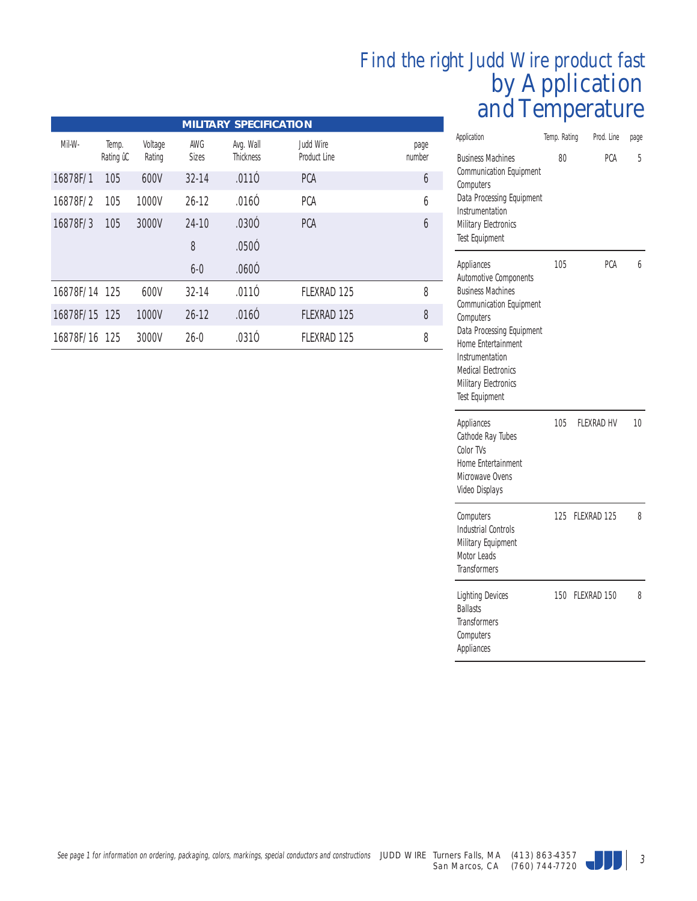# Find the right Judd Wire product fast by Application and Temperature

| MILITARY SPECIFICATION | | | | | | |
|---|---|---|---|---|---|---|
| Mil-W- | Temp. Rating ùC | Voltage Rating | AWG Sizes | Avg. Wall Thickness | Judd Wire Product Line | page number |
| 16878F/1 | 105 | 600V | 32-14 | .011Ó | PCA | 6 |
| 16878F/2 | 105 | 1000V | 26-12 | .016Ó | PCA | 6 |
| 16878F/3 | 105 | 3000V | 24-10 | .030Ó | PCA | 6 |
| | | | 8 | .050Ó | | |
| | | | 6-0 | .060Ó | | |
| 16878F/14 | 125 | 600V | 32-14 | .011Ó | FLEXRAD 125 | 8 |
| 16878F/15 | 125 | 1000V | 26-12 | .016Ó | FLEXRAD 125 | 8 |
| 16878F/16 | 125 | 3000V | 26-0 | .031Ó | FLEXRAD 125 | 8 |

| Application | Temp. Rating | Prod. Line | page |
|---|---|---|---|
| Business Machines<br>Communication Equipment<br>Computers<br>Data Processing Equipment<br>Instrumentation<br>Military Electronics<br>Test Equipment | 80 | PCA | 5 |
| Appliances<br>Automotive Components<br>Business Machines<br>Communication Equipment<br>Computers<br>Data Processing Equipment<br>Home Entertainment<br>Instrumentation<br>Medical Electronics<br>Military Electronics<br>Test Equipment | 105 | PCA | 6 |
| Appliances<br>Cathode Ray Tubes<br>Color TVs<br>Home Entertainment<br>Microwave Ovens<br>Video Displays | 105 | FLEXRAD HV | 10 |
| Computers<br>Industrial Controls<br>Military Equipment<br>Motor Leads<br>Transformers | 125 | FLEXRAD 125 | 8 |
| Lighting Devices<br>Ballasts<br>Transformers<br>Computers<br>Appliances | 150 | FLEXRAD 150 | 8 |

*See page 1 for information on ordering, packaging, colors, markings, special conductors and constructions*

JUDD WIRE Turners Falls, MA (413) 863-4357
San Marcos, CA (760) 744-7720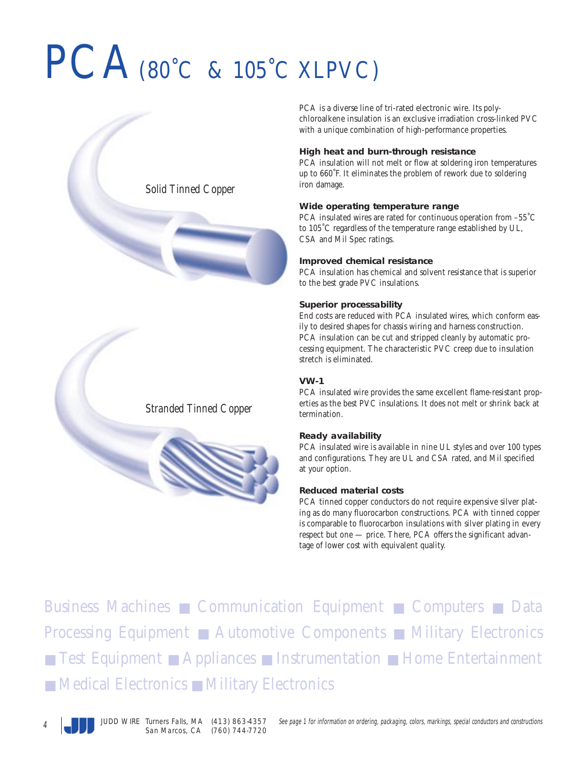# PCA (80˚C & 105˚C XLPVC)

*Solid Tinned Copper*

*Stranded Tinned Copper*

PCA is a diverse line of tri-rated electronic wire. Its polychloroalkene insulation is an exclusive irradiation cross-linked PVC with a unique combination of high-performance properties.

**High heat and burn-through resistance**

PCA insulation will not melt or flow at soldering iron temperatures up to 660˚F. It eliminates the problem of rework due to soldering iron damage.

**Wide operating temperature range**

PCA insulated wires are rated for continuous operation from –55˚C to 105˚C regardless of the temperature range established by UL, CSA and Mil Spec ratings.

**Improved chemical resistance**

PCA insulation has chemical and solvent resistance that is superior to the best grade PVC insulations.

**Superior processability**

End costs are reduced with PCA insulated wires, which conform easily to desired shapes for chassis wiring and harness construction. PCA insulation can be cut and stripped cleanly by automatic processing equipment. The characteristic PVC creep due to insulation stretch is eliminated.

**VW-1**

PCA insulated wire provides the same excellent flame-resistant properties as the best PVC insulations. It does not melt or shrink back at termination.

**Ready availability**

PCA insulated wire is available in nine UL styles and over 100 types and configurations. They are UL and CSA rated, and Mil specified at your option.

**Reduced material costs**

PCA tinned copper conductors do not require expensive silver plating as do many fluorocarbon constructions. PCA with tinned copper is comparable to fluorocarbon insulations with silver plating in every respect but one — price. There, PCA offers the significant advantage of lower cost with equivalent quality.

Business Machines ■ Communication Equipment ■ Computers ■ Data Processing Equipment ■ Automotive Components ■ Military Electronics ■ Test Equipment ■ Appliances ■ Instrumentation ■ Home Entertainment ■ Medical Electronics ■ Military Electronics

JUDD WIRE Turners Falls, MA (413) 863-4357 San Marcos, CA (760) 744-7720

*See page 1 for information on ordering, packaging, colors, markings, special conductors and constructions*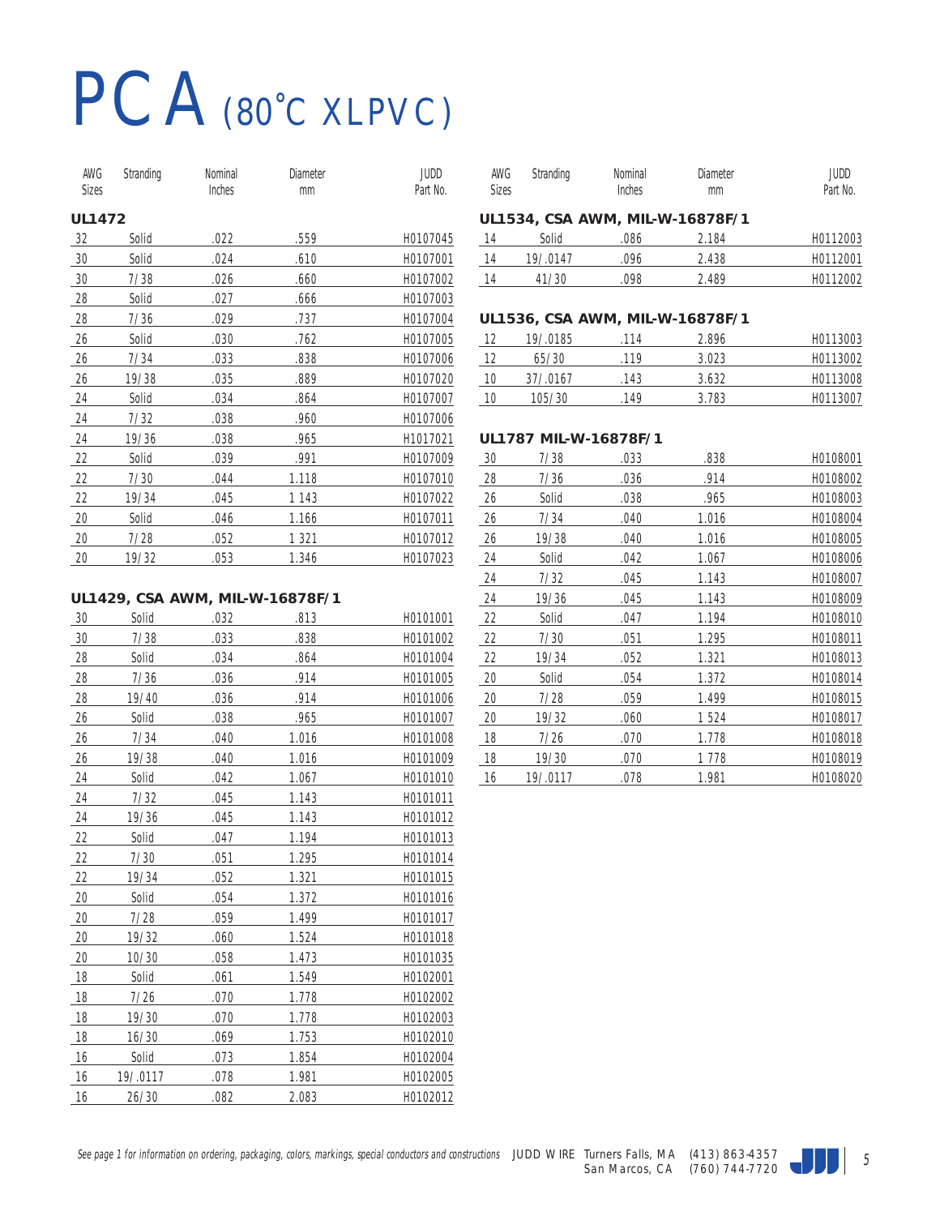# PCA (80°C XLPVC)

## UL1472

| AWG Sizes | Stranding | Nominal Inches | Diameter mm | JUDD Part No. |
|---|---|---|---|---|
| 32 | Solid | .022 | .559 | H0107045 |
| 30 | Solid | .024 | .610 | H0107001 |
| 30 | 7/38 | .026 | .660 | H0107002 |
| 28 | Solid | .027 | .666 | H0107003 |
| 28 | 7/36 | .029 | .737 | H0107004 |
| 26 | Solid | .030 | .762 | H0107005 |
| 26 | 7/34 | .033 | .838 | H0107006 |
| 26 | 19/38 | .035 | .889 | H0107020 |
| 24 | Solid | .034 | .864 | H0107007 |
| 24 | 7/32 | .038 | .960 | H0107006 |
| 24 | 19/36 | .038 | .965 | H1017021 |
| 22 | Solid | .039 | .991 | H0107009 |
| 22 | 7/30 | .044 | 1.118 | H0107010 |
| 22 | 19/34 | .045 | 1 143 | H0107022 |
| 20 | Solid | .046 | 1.166 | H0107011 |
| 20 | 7/28 | .052 | 1 321 | H0107012 |
| 20 | 19/32 | .053 | 1.346 | H0107023 |

## UL1429, CSA AWM, MIL-W-16878F/1

| AWG Sizes | Stranding | Nominal Inches | Diameter mm | JUDD Part No. |
|---|---|---|---|---|
| 30 | Solid | .032 | .813 | H0101001 |
| 30 | 7/38 | .033 | .838 | H0101002 |
| 28 | Solid | .034 | .864 | H0101004 |
| 28 | 7/36 | .036 | .914 | H0101005 |
| 28 | 19/40 | .036 | .914 | H0101006 |
| 26 | Solid | .038 | .965 | H0101007 |
| 26 | 7/34 | .040 | 1.016 | H0101008 |
| 26 | 19/38 | .040 | 1.016 | H0101009 |
| 24 | Solid | .042 | 1.067 | H0101010 |
| 24 | 7/32 | .045 | 1.143 | H0101011 |
| 24 | 19/36 | .045 | 1.143 | H0101012 |
| 22 | Solid | .047 | 1.194 | H0101013 |
| 22 | 7/30 | .051 | 1.295 | H0101014 |
| 22 | 19/34 | .052 | 1.321 | H0101015 |
| 20 | Solid | .054 | 1.372 | H0101016 |
| 20 | 7/28 | .059 | 1.499 | H0101017 |
| 20 | 19/32 | .060 | 1.524 | H0101018 |
| 20 | 10/30 | .058 | 1.473 | H0101035 |
| 18 | Solid | .061 | 1.549 | H0102001 |
| 18 | 7/26 | .070 | 1.778 | H0102002 |
| 18 | 19/30 | .070 | 1.778 | H0102003 |
| 18 | 16/30 | .069 | 1.753 | H0102010 |
| 16 | Solid | .073 | 1.854 | H0102004 |
| 16 | 19/.0117 | .078 | 1.981 | H0102005 |
| 16 | 26/30 | .082 | 2.083 | H0102012 |

## UL1534, CSA AWM, MIL-W-16878F/1

| AWG Sizes | Stranding | Nominal Inches | Diameter mm | JUDD Part No. |
|---|---|---|---|---|
| 14 | Solid | .086 | 2.184 | H0112003 |
| 14 | 19/.0147 | .096 | 2.438 | H0112001 |
| 14 | 41/30 | .098 | 2.489 | H0112002 |

## UL1536, CSA AWM, MIL-W-16878F/1

| AWG Sizes | Stranding | Nominal Inches | Diameter mm | JUDD Part No. |
|---|---|---|---|---|
| 12 | 19/.0185 | .114 | 2.896 | H0113003 |
| 12 | 65/30 | .119 | 3.023 | H0113002 |
| 10 | 37/.0167 | .143 | 3.632 | H0113008 |
| 10 | 105/30 | .149 | 3.783 | H0113007 |

## UL1787 MIL-W-16878F/1

| AWG Sizes | Stranding | Nominal Inches | Diameter mm | JUDD Part No. |
|---|---|---|---|---|
| 30 | 7/38 | .033 | .838 | H0108001 |
| 28 | 7/36 | .036 | .914 | H0108002 |
| 26 | Solid | .038 | .965 | H0108003 |
| 26 | 7/34 | .040 | 1.016 | H0108004 |
| 26 | 19/38 | .040 | 1.016 | H0108005 |
| 24 | Solid | .042 | 1.067 | H0108006 |
| 24 | 7/32 | .045 | 1.143 | H0108007 |
| 24 | 19/36 | .045 | 1.143 | H0108009 |
| 22 | Solid | .047 | 1.194 | H0108010 |
| 22 | 7/30 | .051 | 1.295 | H0108011 |
| 22 | 19/34 | .052 | 1.321 | H0108013 |
| 20 | Solid | .054 | 1.372 | H0108014 |
| 20 | 7/28 | .059 | 1.499 | H0108015 |
| 20 | 19/32 | .060 | 1 524 | H0108017 |
| 18 | 7/26 | .070 | 1.778 | H0108018 |
| 18 | 19/30 | .070 | 1 778 | H0108019 |
| 16 | 19/.0117 | .078 | 1.981 | H0108020 |

*See page 1 for information on ordering, packaging, colors, markings, special conductors and constructions*

JUDD WIRE Turners Falls, MA (413) 863-4357
San Marcos, CA (760) 744-7720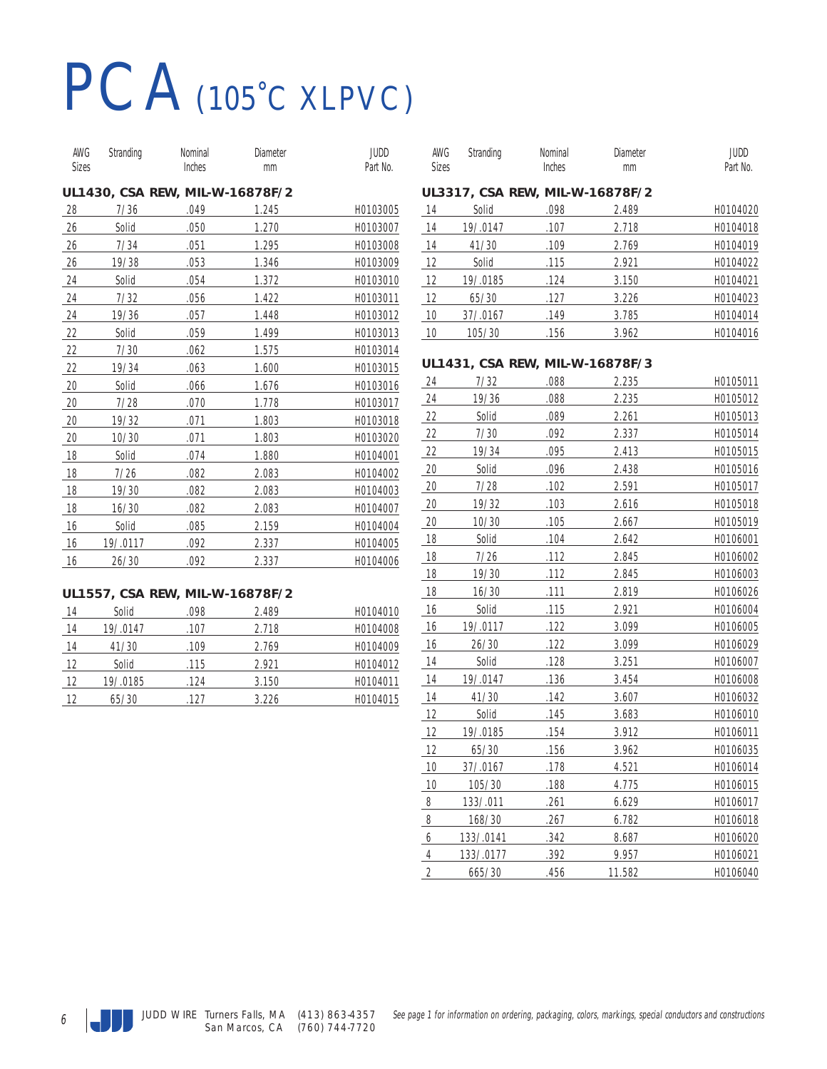# PCA (105°C XLPVC)

### UL1430, CSA REW, MIL-W-16878F/2

| AWG Sizes | Stranding | Nominal Inches | Diameter mm | JUDD Part No. |
|---|---|---|---|---|
| 28 | 7/36 | .049 | 1.245 | H0103005 |
| 26 | Solid | .050 | 1.270 | H0103007 |
| 26 | 7/34 | .051 | 1.295 | H0103008 |
| 26 | 19/38 | .053 | 1.346 | H0103009 |
| 24 | Solid | .054 | 1.372 | H0103010 |
| 24 | 7/32 | .056 | 1.422 | H0103011 |
| 24 | 19/36 | .057 | 1.448 | H0103012 |
| 22 | Solid | .059 | 1.499 | H0103013 |
| 22 | 7/30 | .062 | 1.575 | H0103014 |
| 22 | 19/34 | .063 | 1.600 | H0103015 |
| 20 | Solid | .066 | 1.676 | H0103016 |
| 20 | 7/28 | .070 | 1.778 | H0103017 |
| 20 | 19/32 | .071 | 1.803 | H0103018 |
| 20 | 10/30 | .071 | 1.803 | H0103020 |
| 18 | Solid | .074 | 1.880 | H0104001 |
| 18 | 7/26 | .082 | 2.083 | H0104002 |
| 18 | 19/30 | .082 | 2.083 | H0104003 |
| 18 | 16/30 | .082 | 2.083 | H0104007 |
| 16 | Solid | .085 | 2.159 | H0104004 |
| 16 | 19/.0117 | .092 | 2.337 | H0104005 |
| 16 | 26/30 | .092 | 2.337 | H0104006 |

### UL1557, CSA REW, MIL-W-16878F/2

| AWG Sizes | Stranding | Nominal Inches | Diameter mm | JUDD Part No. |
|---|---|---|---|---|
| 14 | Solid | .098 | 2.489 | H0104010 |
| 14 | 19/.0147 | .107 | 2.718 | H0104008 |
| 14 | 41/30 | .109 | 2.769 | H0104009 |
| 12 | Solid | .115 | 2.921 | H0104012 |
| 12 | 19/.0185 | .124 | 3.150 | H0104011 |
| 12 | 65/30 | .127 | 3.226 | H0104015 |

### UL3317, CSA REW, MIL-W-16878F/2

| AWG Sizes | Stranding | Nominal Inches | Diameter mm | JUDD Part No. |
|---|---|---|---|---|
| 14 | Solid | .098 | 2.489 | H0104020 |
| 14 | 19/.0147 | .107 | 2.718 | H0104018 |
| 14 | 41/30 | .109 | 2.769 | H0104019 |
| 12 | Solid | .115 | 2.921 | H0104022 |
| 12 | 19/.0185 | .124 | 3.150 | H0104021 |
| 12 | 65/30 | .127 | 3.226 | H0104023 |
| 10 | 37/.0167 | .149 | 3.785 | H0104014 |
| 10 | 105/30 | .156 | 3.962 | H0104016 |

### UL1431, CSA REW, MIL-W-16878F/3

| AWG Sizes | Stranding | Nominal Inches | Diameter mm | JUDD Part No. |
|---|---|---|---|---|
| 24 | 7/32 | .088 | 2.235 | H0105011 |
| 24 | 19/36 | .088 | 2.235 | H0105012 |
| 22 | Solid | .089 | 2.261 | H0105013 |
| 22 | 7/30 | .092 | 2.337 | H0105014 |
| 22 | 19/34 | .095 | 2.413 | H0105015 |
| 20 | Solid | .096 | 2.438 | H0105016 |
| 20 | 7/28 | .102 | 2.591 | H0105017 |
| 20 | 19/32 | .103 | 2.616 | H0105018 |
| 20 | 10/30 | .105 | 2.667 | H0105019 |
| 18 | Solid | .104 | 2.642 | H0106001 |
| 18 | 7/26 | .112 | 2.845 | H0106002 |
| 18 | 19/30 | .112 | 2.845 | H0106003 |
| 18 | 16/30 | .111 | 2.819 | H0106026 |
| 16 | Solid | .115 | 2.921 | H0106004 |
| 16 | 19/.0117 | .122 | 3.099 | H0106005 |
| 16 | 26/30 | .122 | 3.099 | H0106029 |
| 14 | Solid | .128 | 3.251 | H0106007 |
| 14 | 19/.0147 | .136 | 3.454 | H0106008 |
| 14 | 41/30 | .142 | 3.607 | H0106032 |
| 12 | Solid | .145 | 3.683 | H0106010 |
| 12 | 19/.0185 | .154 | 3.912 | H0106011 |
| 12 | 65/30 | .156 | 3.962 | H0106035 |
| 10 | 37/.0167 | .178 | 4.521 | H0106014 |
| 10 | 105/30 | .188 | 4.775 | H0106015 |
| 8 | 133/.011 | .261 | 6.629 | H0106017 |
| 8 | 168/30 | .267 | 6.782 | H0106018 |
| 6 | 133/.0141 | .342 | 8.687 | H0106020 |
| 4 | 133/.0177 | .392 | 9.957 | H0106021 |
| 2 | 665/30 | .456 | 11.582 | H0106040 |

JUDD WIRE Turners Falls, MA (413) 863-4357 San Marcos, CA (760) 744-7720

*See page 1 for information on ordering, packaging, colors, markings, special conductors and constructions*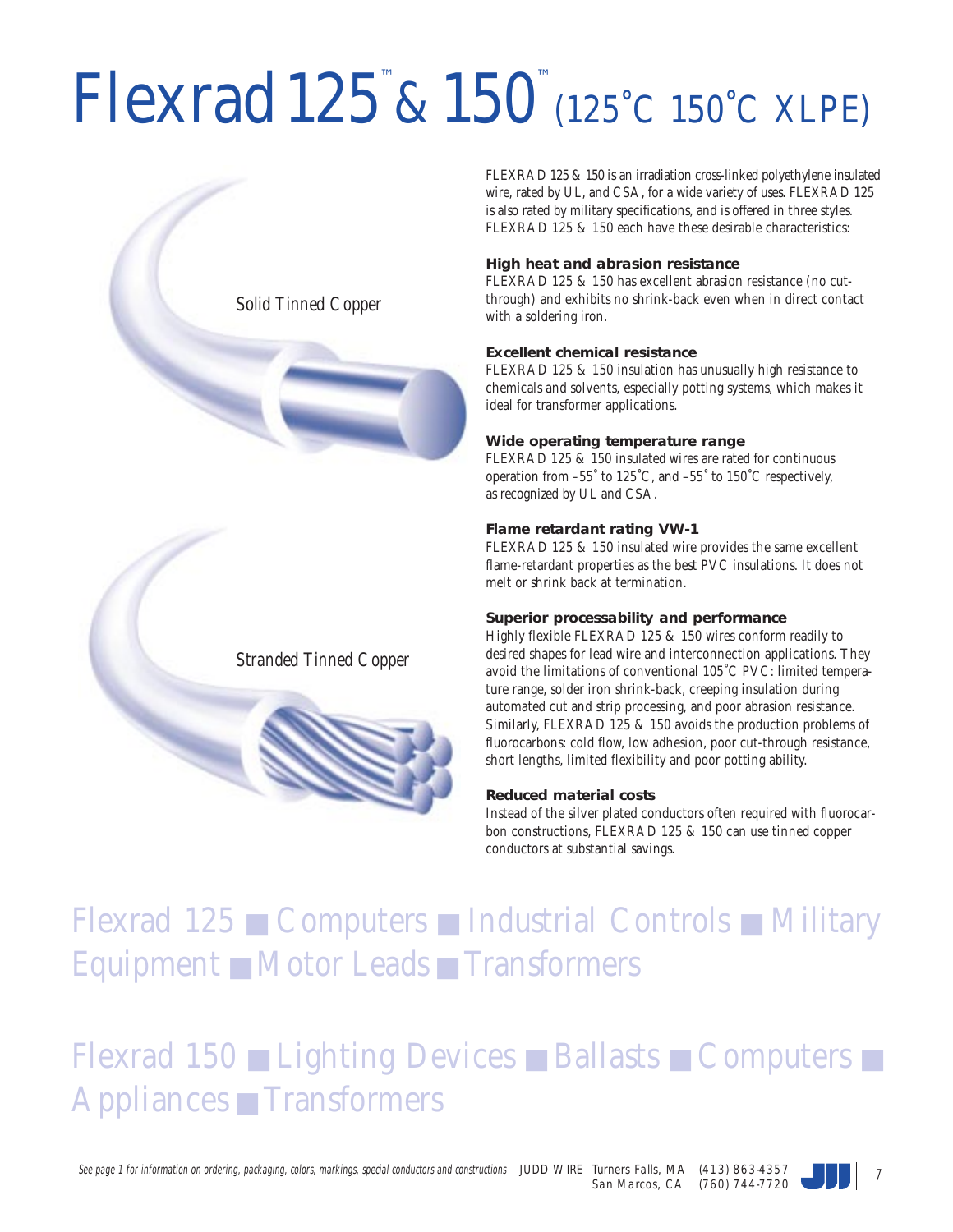# Flexrad 125™ & 150™ (125˚C 150˚C XLPE)

Solid Tinned Copper

Stranded Tinned Copper

FLEXRAD 125 & 150 is an irradiation cross-linked polyethylene insulated wire, rated by UL, and CSA, for a wide variety of uses. FLEXRAD 125 is also rated by military specifications, and is offered in three styles. FLEXRAD 125 & 150 each have these desirable characteristics:

**High heat and abrasion resistance**
FLEXRAD 125 & 150 has excellent abrasion resistance (no cut-through) and exhibits no shrink-back even when in direct contact with a soldering iron.

**Excellent chemical resistance**
FLEXRAD 125 & 150 insulation has unusually high resistance to chemicals and solvents, especially potting systems, which makes it ideal for transformer applications.

**Wide operating temperature range**
FLEXRAD 125 & 150 insulated wires are rated for continuous operation from –55˚ to 125˚C, and –55˚ to 150˚C respectively, as recognized by UL and CSA.

**Flame retardant rating VW-1**
FLEXRAD 125 & 150 insulated wire provides the same excellent flame-retardant properties as the best PVC insulations. It does not melt or shrink back at termination.

**Superior processability and performance**
Highly flexible FLEXRAD 125 & 150 wires conform readily to desired shapes for lead wire and interconnection applications. They avoid the limitations of conventional 105˚C PVC: limited temperature range, solder iron shrink-back, creeping insulation during automated cut and strip processing, and poor abrasion resistance. Similarly, FLEXRAD 125 & 150 avoids the production problems of fluorocarbons: cold flow, low adhesion, poor cut-through resistance, short lengths, limited flexibility and poor potting ability.

**Reduced material costs**
Instead of the silver plated conductors often required with fluorocarbon constructions, FLEXRAD 125 & 150 can use tinned copper conductors at substantial savings.

## Flexrad 125 ■ Computers ■ Industrial Controls ■ Military Equipment ■ Motor Leads ■ Transformers

## Flexrad 150 ■ Lighting Devices ■ Ballasts ■ Computers ■ Appliances ■ Transformers

*See page 1 for information on ordering, packaging, colors, markings, special conductors and constructions*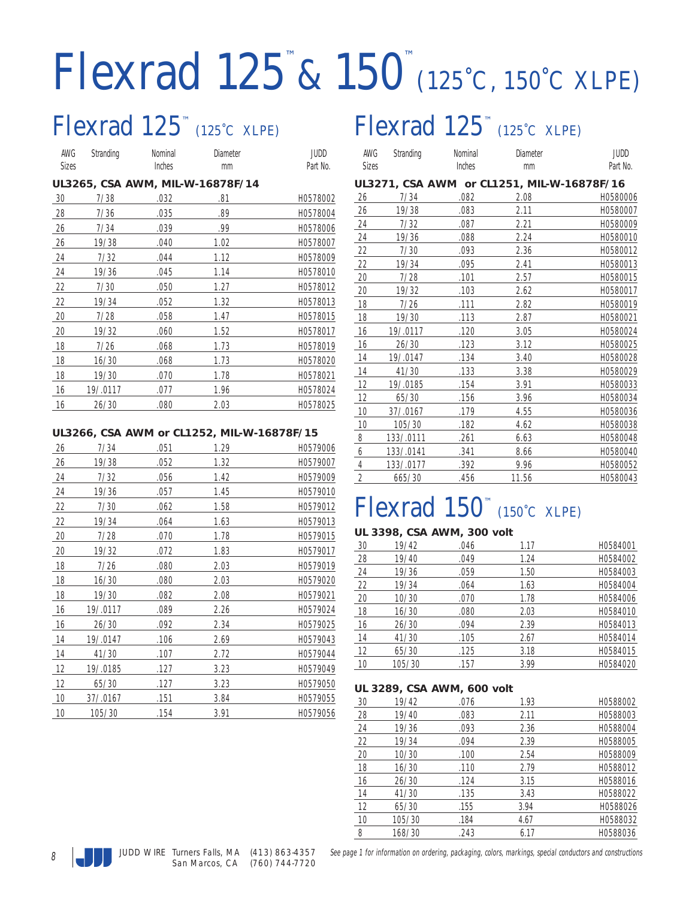# Flexrad 125™ & 150™ (125°C, 150°C XLPE)

## Flexrad 125™ (125°C XLPE)

| AWG Sizes | Stranding | Nominal Inches | Diameter mm | JUDD Part No. |
|---|---|---|---|---|
| **UL3265, CSA AWM, MIL-W-16878F/14** | | | | |
| 30 | 7/38 | .032 | .81 | H0578002 |
| 28 | 7/36 | .035 | .89 | H0578004 |
| 26 | 7/34 | .039 | .99 | H0578006 |
| 26 | 19/38 | .040 | 1.02 | H0578007 |
| 24 | 7/32 | .044 | 1.12 | H0578009 |
| 24 | 19/36 | .045 | 1.14 | H0578010 |
| 22 | 7/30 | .050 | 1.27 | H0578012 |
| 22 | 19/34 | .052 | 1.32 | H0578013 |
| 20 | 7/28 | .058 | 1.47 | H0578015 |
| 20 | 19/32 | .060 | 1.52 | H0578017 |
| 18 | 7/26 | .068 | 1.73 | H0578019 |
| 18 | 16/30 | .068 | 1.73 | H0578020 |
| 18 | 19/30 | .070 | 1.78 | H0578021 |
| 16 | 19/.0117 | .077 | 1.96 | H0578024 |
| 16 | 26/30 | .080 | 2.03 | H0578025 |
| **UL3266, CSA AWM or CL1252, MIL-W-16878F/15** | | | | |
| 26 | 7/34 | .051 | 1.29 | H0579006 |
| 26 | 19/38 | .052 | 1.32 | H0579007 |
| 24 | 7/32 | .056 | 1.42 | H0579009 |
| 24 | 19/36 | .057 | 1.45 | H0579010 |
| 22 | 7/30 | .062 | 1.58 | H0579012 |
| 22 | 19/34 | .064 | 1.63 | H0579013 |
| 20 | 7/28 | .070 | 1.78 | H0579015 |
| 20 | 19/32 | .072 | 1.83 | H0579017 |
| 18 | 7/26 | .080 | 2.03 | H0579019 |
| 18 | 16/30 | .080 | 2.03 | H0579020 |
| 18 | 19/30 | .082 | 2.08 | H0579021 |
| 16 | 19/.0117 | .089 | 2.26 | H0579024 |
| 16 | 26/30 | .092 | 2.34 | H0579025 |
| 14 | 19/.0147 | .106 | 2.69 | H0579043 |
| 14 | 41/30 | .107 | 2.72 | H0579044 |
| 12 | 19/.0185 | .127 | 3.23 | H0579049 |
| 12 | 65/30 | .127 | 3.23 | H0579050 |
| 10 | 37/.0167 | .151 | 3.84 | H0579055 |
| 10 | 105/30 | .154 | 3.91 | H0579056 |

## Flexrad 125™ (125°C XLPE)

| AWG Sizes | Stranding | Nominal Inches | Diameter mm | JUDD Part No. |
|---|---|---|---|---|
| **UL3271, CSA AWM or CL1251, MIL-W-16878F/16** | | | | |
| 26 | 7/34 | .082 | 2.08 | H0580006 |
| 26 | 19/38 | .083 | 2.11 | H0580007 |
| 24 | 7/32 | .087 | 2.21 | H0580009 |
| 24 | 19/36 | .088 | 2.24 | H0580010 |
| 22 | 7/30 | .093 | 2.36 | H0580012 |
| 22 | 19/34 | .095 | 2.41 | H0580013 |
| 20 | 7/28 | .101 | 2.57 | H0580015 |
| 20 | 19/32 | .103 | 2.62 | H0580017 |
| 18 | 7/26 | .111 | 2.82 | H0580019 |
| 18 | 19/30 | .113 | 2.87 | H0580021 |
| 16 | 19/.0117 | .120 | 3.05 | H0580024 |
| 16 | 26/30 | .123 | 3.12 | H0580025 |
| 14 | 19/.0147 | .134 | 3.40 | H0580028 |
| 14 | 41/30 | .133 | 3.38 | H0580029 |
| 12 | 19/.0185 | .154 | 3.91 | H0580033 |
| 12 | 65/30 | .156 | 3.96 | H0580034 |
| 10 | 37/.0167 | .179 | 4.55 | H0580036 |
| 10 | 105/30 | .182 | 4.62 | H0580038 |
| 8 | 133/.0111 | .261 | 6.63 | H0580048 |
| 6 | 133/.0141 | .341 | 8.66 | H0580040 |
| 4 | 133/.0177 | .392 | 9.96 | H0580052 |
| 2 | 665/30 | .456 | 11.56 | H0580043 |

## Flexrad 150™ (150°C XLPE)

| AWG Sizes | Stranding | Nominal Inches | Diameter mm | JUDD Part No. |
|---|---|---|---|---|
| **UL 3398, CSA AWM, 300 volt** | | | | |
| 30 | 19/42 | .046 | 1.17 | H0584001 |
| 28 | 19/40 | .049 | 1.24 | H0584002 |
| 24 | 19/36 | .059 | 1.50 | H0584003 |
| 22 | 19/34 | .064 | 1.63 | H0584004 |
| 20 | 10/30 | .070 | 1.78 | H0584006 |
| 18 | 16/30 | .080 | 2.03 | H0584010 |
| 16 | 26/30 | .094 | 2.39 | H0584013 |
| 14 | 41/30 | .105 | 2.67 | H0584014 |
| 12 | 65/30 | .125 | 3.18 | H0584015 |
| 10 | 105/30 | .157 | 3.99 | H0584020 |
| **UL 3289, CSA AWM, 600 volt** | | | | |
| 30 | 19/42 | .076 | 1.93 | H0588002 |
| 28 | 19/40 | .083 | 2.11 | H0588003 |
| 24 | 19/36 | .093 | 2.36 | H0588004 |
| 22 | 19/34 | .094 | 2.39 | H0588005 |
| 20 | 10/30 | .100 | 2.54 | H0588009 |
| 18 | 16/30 | .110 | 2.79 | H0588012 |
| 16 | 26/30 | .124 | 3.15 | H0588016 |
| 14 | 41/30 | .135 | 3.43 | H0588022 |
| 12 | 65/30 | .155 | 3.94 | H0588026 |
| 10 | 105/30 | .184 | 4.67 | H0588032 |
| 8 | 168/30 | .243 | 6.17 | H0588036 |

JUDD WIRE Turners Falls, MA (413) 863-4357 San Marcos, CA (760) 744-7720

*See page 1 for information on ordering, packaging, colors, markings, special conductors and constructions*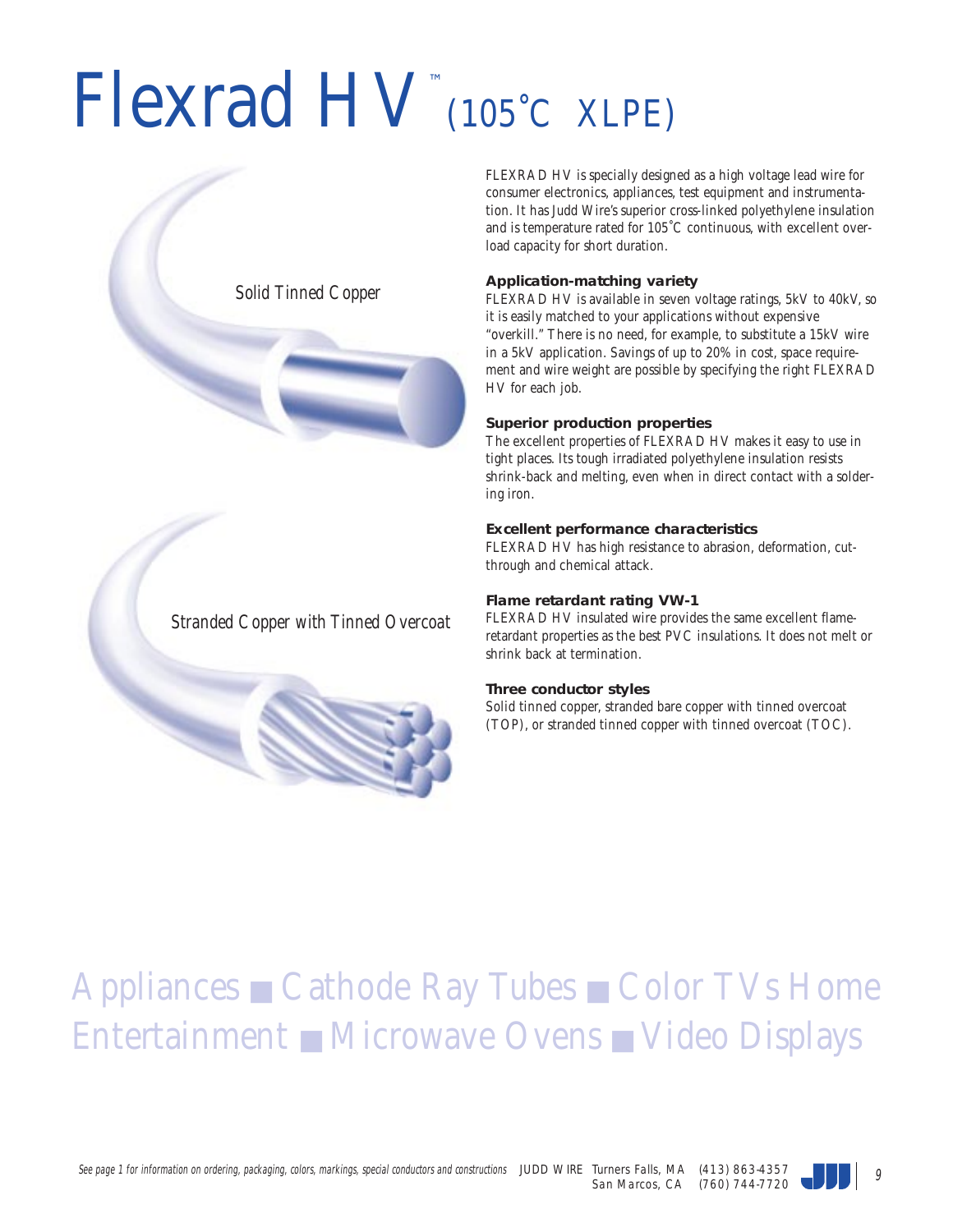# Flexrad HV™ (105°C XLPE)

Solid Tinned Copper

Stranded Copper with Tinned Overcoat

FLEXRAD HV is specially designed as a high voltage lead wire for consumer electronics, appliances, test equipment and instrumentation. It has Judd Wire's superior cross-linked polyethylene insulation and is temperature rated for 105°C continuous, with excellent overload capacity for short duration.

**Application-matching variety**

FLEXRAD HV is available in seven voltage ratings, 5kV to 40kV, so it is easily matched to your applications without expensive "overkill." There is no need, for example, to substitute a 15kV wire in a 5kV application. Savings of up to 20% in cost, space requirement and wire weight are possible by specifying the right FLEXRAD HV for each job.

**Superior production properties**

The excellent properties of FLEXRAD HV makes it easy to use in tight places. Its tough irradiated polyethylene insulation resists shrink-back and melting, even when in direct contact with a soldering iron.

**Excellent performance characteristics**

FLEXRAD HV has high resistance to abrasion, deformation, cut-through and chemical attack.

**Flame retardant rating VW-1**

FLEXRAD HV insulated wire provides the same excellent flame-retardant properties as the best PVC insulations. It does not melt or shrink back at termination.

**Three conductor styles**

Solid tinned copper, stranded bare copper with tinned overcoat (TOP), or stranded tinned copper with tinned overcoat (TOC).

Appliances ■ Cathode Ray Tubes ■ Color TVs Home Entertainment ■ Microwave Ovens ■ Video Displays

*See page 1 for information on ordering, packaging, colors, markings, special conductors and constructions* JUDD WIRE Turners Falls, MA (413) 863-4357 San Marcos, CA (760) 744-7720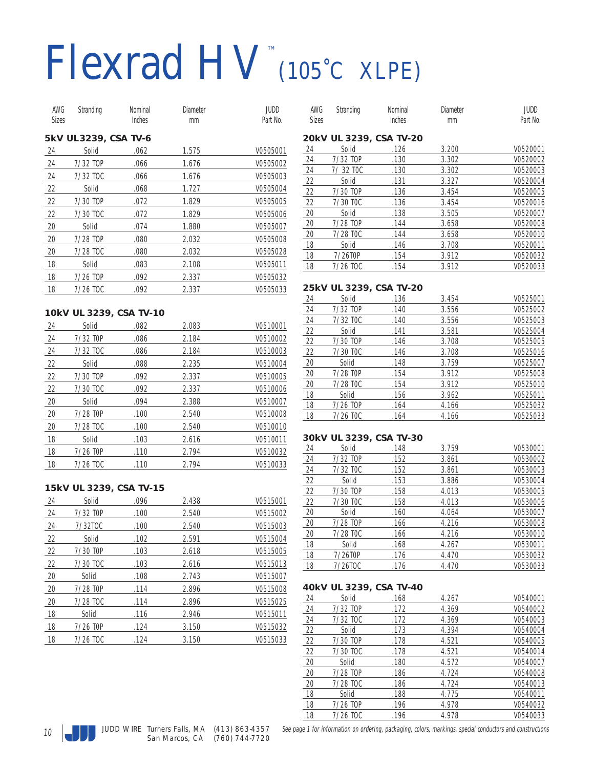# Flexrad HV™ (105°C XLPE)

### 5kV UL3239, CSA TV-6

| AWG Sizes | Stranding | Nominal Inches | Diameter mm | JUDD Part No. |
|---|---|---|---|---|
| 24 | Solid | .062 | 1.575 | V0505001 |
| 24 | 7/32 TOP | .066 | 1.676 | V0505002 |
| 24 | 7/32 TOC | .066 | 1.676 | V0505003 |
| 22 | Solid | .068 | 1.727 | V0505004 |
| 22 | 7/30 TOP | .072 | 1.829 | V0505005 |
| 22 | 7/30 TOC | .072 | 1.829 | V0505006 |
| 20 | Solid | .074 | 1.880 | V0505007 |
| 20 | 7/28 TOP | .080 | 2.032 | V0505008 |
| 20 | 7/28 TOC | .080 | 2.032 | V0505028 |
| 18 | Solid | .083 | 2.108 | V0505011 |
| 18 | 7/26 TOP | .092 | 2.337 | V0505032 |
| 18 | 7/26 TOC | .092 | 2.337 | V0505033 |

### 10kV UL 3239, CSA TV-10

| AWG Sizes | Stranding | Nominal Inches | Diameter mm | JUDD Part No. |
|---|---|---|---|---|
| 24 | Solid | .082 | 2.083 | V0510001 |
| 24 | 7/32 TOP | .086 | 2.184 | V0510002 |
| 24 | 7/32 TOC | .086 | 2.184 | V0510003 |
| 22 | Solid | .088 | 2.235 | V0510004 |
| 22 | 7/30 TOP | .092 | 2.337 | V0510005 |
| 22 | 7/30 TOC | .092 | 2.337 | V0510006 |
| 20 | Solid | .094 | 2.388 | V0510007 |
| 20 | 7/28 TOP | .100 | 2.540 | V0510008 |
| 20 | 7/28 TOC | .100 | 2.540 | V0510010 |
| 18 | Solid | .103 | 2.616 | V0510011 |
| 18 | 7/26 TOP | .110 | 2.794 | V0510032 |
| 18 | 7/26 TOC | .110 | 2.794 | V0510033 |

### 15kV UL 3239, CSA TV-15

| AWG Sizes | Stranding | Nominal Inches | Diameter mm | JUDD Part No. |
|---|---|---|---|---|
| 24 | Solid | .096 | 2.438 | V0515001 |
| 24 | 7/32 TOP | .100 | 2.540 | V0515002 |
| 24 | 7/32TOC | .100 | 2.540 | V0515003 |
| 22 | Solid | .102 | 2.591 | V0515004 |
| 22 | 7/30 TOP | .103 | 2.618 | V0515005 |
| 22 | 7/30 TOC | .103 | 2.616 | V0515013 |
| 20 | Solid | .108 | 2.743 | V0515007 |
| 20 | 7/28 TOP | .114 | 2.896 | V0515008 |
| 20 | 7/28 TOC | .114 | 2.896 | V0515025 |
| 18 | Solid | .116 | 2.946 | V0515011 |
| 18 | 7/26 TOP | .124 | 3.150 | V0515032 |
| 18 | 7/26 TOC | .124 | 3.150 | V0515033 |

### 20kV UL 3239, CSA TV-20

| AWG Sizes | Stranding | Nominal Inches | Diameter mm | JUDD Part No. |
|---|---|---|---|---|
| 24 | Solid | .126 | 3.200 | V0520001 |
| 24 | 7/32 TOP | .130 | 3.302 | V0520002 |
| 24 | 7/ 32 TOC | .130 | 3.302 | V0520003 |
| 22 | Solid | .131 | 3.327 | V0520004 |
| 22 | 7/30 TOP | .136 | 3.454 | V0520005 |
| 22 | 7/30 TOC | .136 | 3.454 | V0520016 |
| 20 | Solid | .138 | 3.505 | V0520007 |
| 20 | 7/28 TOP | .144 | 3.658 | V0520008 |
| 20 | 7/28 TOC | .144 | 3.658 | V0520010 |
| 18 | Solid | .146 | 3.708 | V0520011 |
| 18 | 7/26TOP | .154 | 3.912 | V0520032 |
| 18 | 7/26 TOC | .154 | 3.912 | V0520033 |

### 25kV UL 3239, CSA TV-20

| AWG Sizes | Stranding | Nominal Inches | Diameter mm | JUDD Part No. |
|---|---|---|---|---|
| 24 | Solid | .136 | 3.454 | V0525001 |
| 24 | 7/32 TOP | .140 | 3.556 | V0525002 |
| 24 | 7/32 TOC | .140 | 3.556 | V0525003 |
| 22 | Solid | .141 | 3.581 | V0525004 |
| 22 | 7/30 TOP | .146 | 3.708 | V0525005 |
| 22 | 7/30 TOC | .146 | 3.708 | V0525016 |
| 20 | Solid | .148 | 3.759 | V0525007 |
| 20 | 7/28 TOP | .154 | 3.912 | V0525008 |
| 20 | 7/28 TOC | .154 | 3.912 | V0525010 |
| 18 | Solid | .156 | 3.962 | V0525011 |
| 18 | 7/26 TOP | .164 | 4.166 | V0525032 |
| 18 | 7/26 TOC | .164 | 4.166 | V0525033 |

### 30kV UL 3239, CSA TV-30

| AWG Sizes | Stranding | Nominal Inches | Diameter mm | JUDD Part No. |
|---|---|---|---|---|
| 24 | Solid | .148 | 3.759 | V0530001 |
| 24 | 7/32 TOP | .152 | 3.861 | V0530002 |
| 24 | 7/32 TOC | .152 | 3.861 | V0530003 |
| 22 | Solid | .153 | 3.886 | V0530004 |
| 22 | 7/30 TOP | .158 | 4.013 | V0530005 |
| 22 | 7/30 TOC | .158 | 4.013 | V0530006 |
| 20 | Solid | .160 | 4.064 | V0530007 |
| 20 | 7/28 TOP | .166 | 4.216 | V0530008 |
| 20 | 7/28 TOC | .166 | 4.216 | V0530010 |
| 18 | Solid | .168 | 4.267 | V0530011 |
| 18 | 7/26TOP | .176 | 4.470 | V0530032 |
| 18 | 7/26TOC | .176 | 4.470 | V0530033 |

### 40kV UL 3239, CSA TV-40

| AWG Sizes | Stranding | Nominal Inches | Diameter mm | JUDD Part No. |
|---|---|---|---|---|
| 24 | Solid | .168 | 4.267 | V0540001 |
| 24 | 7/32 TOP | .172 | 4.369 | V0540002 |
| 24 | 7/32 TOC | .172 | 4.369 | V0540003 |
| 22 | Solid | .173 | 4.394 | V0540004 |
| 22 | 7/30 TOP | .178 | 4.521 | V0540005 |
| 22 | 7/30 TOC | .178 | 4.521 | V0540014 |
| 20 | Solid | .180 | 4.572 | V0540007 |
| 20 | 7/28 TOP | .186 | 4.724 | V0540008 |
| 20 | 7/28 TOC | .186 | 4.724 | V0540013 |
| 18 | Solid | .188 | 4.775 | V0540011 |
| 18 | 7/26 TOP | .196 | 4.978 | V0540032 |
| 18 | 7/26 TOC | .196 | 4.978 | V0540033 |

JUDD WIRE Turners Falls, MA (413) 863-4357
San Marcos, CA (760) 744-7720

*See page 1 for information on ordering, packaging, colors, markings, special conductors and constructions*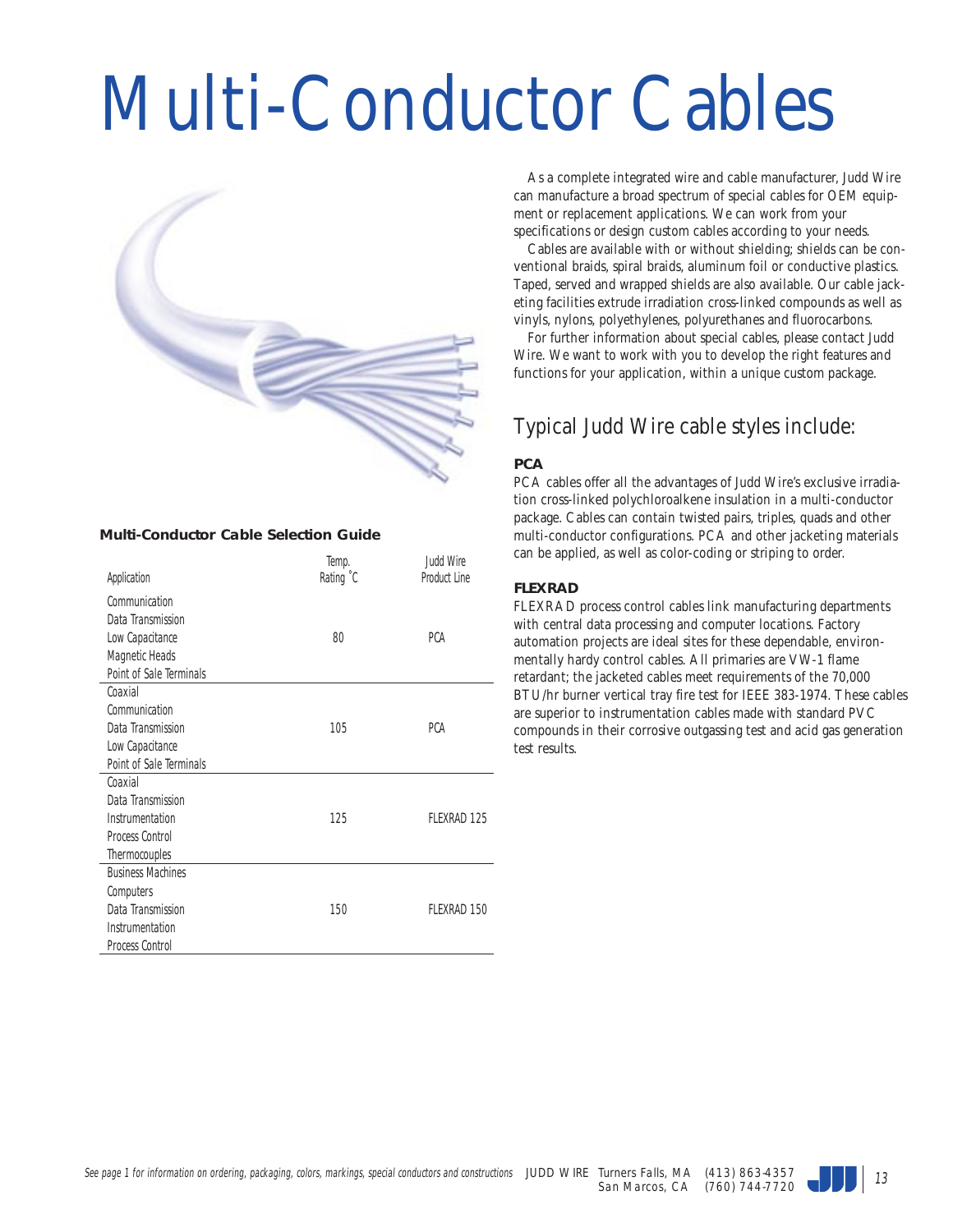# Multi-Conductor Cables

As a complete integrated wire and cable manufacturer, Judd Wire can manufacture a broad spectrum of special cables for OEM equipment or replacement applications. We can work from your specifications or design custom cables according to your needs.

Cables are available with or without shielding; shields can be conventional braids, spiral braids, aluminum foil or conductive plastics. Taped, served and wrapped shields are also available. Our cable jacketing facilities extrude irradiation cross-linked compounds as well as vinyls, nylons, polyethylenes, polyurethanes and fluorocarbons.

For further information about special cables, please contact Judd Wire. We want to work with you to develop the right features and functions for your application, within a unique custom package.

## Typical Judd Wire cable styles include:

### PCA

PCA cables offer all the advantages of Judd Wire's exclusive irradiation cross-linked polychloroalkene insulation in a multi-conductor package. Cables can contain twisted pairs, triples, quads and other multi-conductor configurations. PCA and other jacketing materials can be applied, as well as color-coding or striping to order.

### FLEXRAD

FLEXRAD process control cables link manufacturing departments with central data processing and computer locations. Factory automation projects are ideal sites for these dependable, environmentally hardy control cables. All primaries are VW-1 flame retardant; the jacketed cables meet requirements of the 70,000 BTU/hr burner vertical tray fire test for IEEE 383-1974. These cables are superior to instrumentation cables made with standard PVC compounds in their corrosive outgassing test and acid gas generation test results.

**Multi-Conductor Cable Selection Guide**

| Application | Temp. Rating °C | Judd Wire Product Line |
|---|---|---|
| Communication<br>Data Transmission<br>Low Capacitance<br>Magnetic Heads<br>Point of Sale Terminals | 80 | PCA |
| Coaxial<br>Communication<br>Data Transmission<br>Low Capacitance<br>Point of Sale Terminals | 105 | PCA |
| Coaxial<br>Data Transmission<br>Instrumentation<br>Process Control<br>Thermocouples | 125 | FLEXRAD 125 |
| Business Machines<br>Computers<br>Data Transmission<br>Instrumentation<br>Process Control | 150 | FLEXRAD 150 |

*See page 1 for information on ordering, packaging, colors, markings, special conductors and constructions*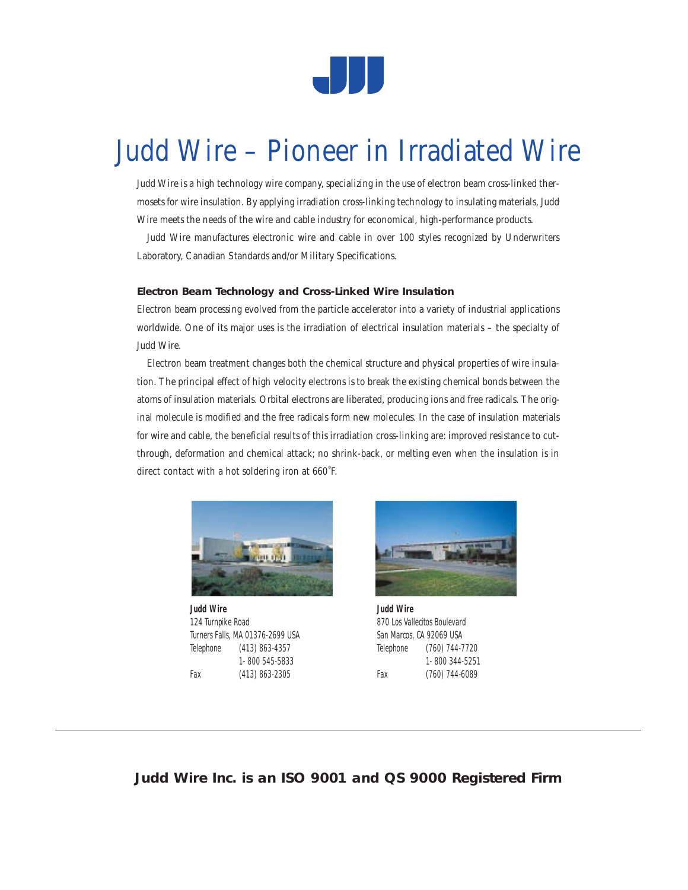# Judd Wire – Pioneer in Irradiated Wire

Judd Wire is a high technology wire company, specializing in the use of electron beam cross-linked thermosets for wire insulation. By applying irradiation cross-linking technology to insulating materials, Judd Wire meets the needs of the wire and cable industry for economical, high-performance products.

Judd Wire manufactures electronic wire and cable in over 100 styles recognized by Underwriters Laboratory, Canadian Standards and/or Military Specifications.

**Electron Beam Technology and Cross-Linked Wire Insulation**

Electron beam processing evolved from the particle accelerator into a variety of industrial applications worldwide. One of its major uses is the irradiation of electrical insulation materials – the specialty of Judd Wire.

Electron beam treatment changes both the chemical structure and physical properties of wire insulation. The principal effect of high velocity electrons is to break the existing chemical bonds between the atoms of insulation materials. Orbital electrons are liberated, producing ions and free radicals. The original molecule is modified and the free radicals form new molecules. In the case of insulation materials for wire and cable, the beneficial results of this irradiation cross-linking are: improved resistance to cut-through, deformation and chemical attack; no shrink-back, or melting even when the insulation is in direct contact with a hot soldering iron at 660˚F.

**Judd Wire**
124 Turnpike Road
Turners Falls, MA 01376-2699 USA
Telephone (413) 863-4357
1- 800 545-5833
Fax (413) 863-2305

**Judd Wire**
870 Los Vallecitos Boulevard
San Marcos, CA 92069 USA
Telephone (760) 744-7720
1- 800 344-5251
Fax (760) 744-6089

**Judd Wire Inc. is an ISO 9001 and QS 9000 Registered Firm**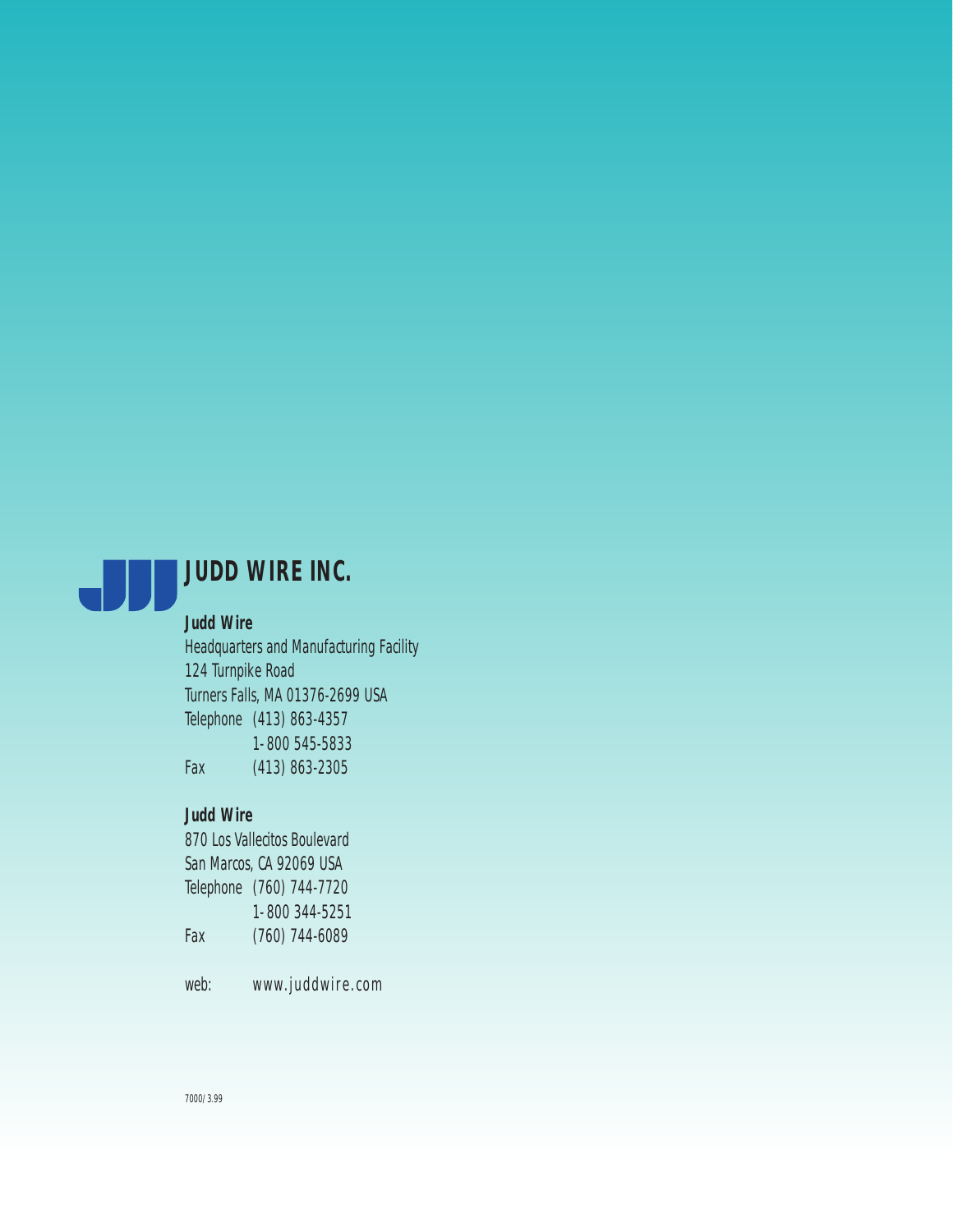# JUDD WIRE INC.

**Judd Wire**
Headquarters and Manufacturing Facility
124 Turnpike Road
Turners Falls, MA 01376-2699 USA
Telephone (413) 863-4357
1-800 545-5833
Fax (413) 863-2305

**Judd Wire**
870 Los Vallecitos Boulevard
San Marcos, CA 92069 USA
Telephone (760) 744-7720
1-800 344-5251
Fax (760) 744-6089

web: www.juddwire.com

7000/3.99